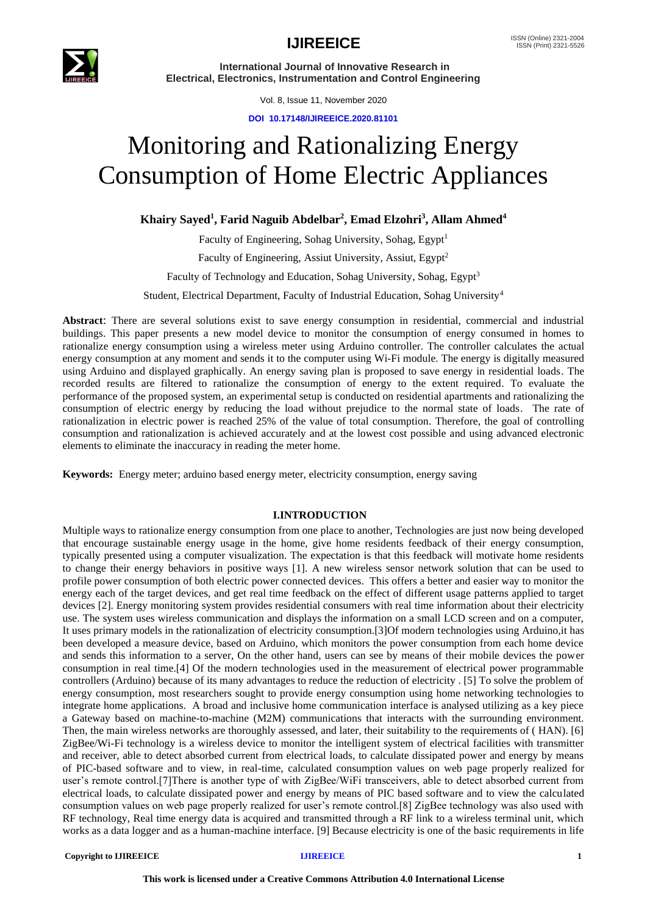# Monitoring and Rationalizing Energy Consumption of Home Electric Appliances

**Khairy Sayed[1], Farid Naguib Abdelbar[2], Emad Elzohri[3], Allam Ahmed[4]**

Faculty of Engineering, Sohag University, Sohag, Egypt[1]

Faculty of Engineering, Assiut University, Assiut, Egypt[2]

Faculty of Technology and Education, Sohag University, Sohag, Egypt[3]

Student, Electrical Department, Faculty of Industrial Education, Sohag University[4]

**Abstract**: There are several solutions exist to save energy consumption in residential, commercial and industrial buildings. This paper presents a new model device to monitor the consumption of energy consumed in homes to rationalize energy consumption using a wireless meter using Arduino controller. The controller calculates the actual energy consumption at any moment and sends it to the computer using Wi-Fi module. The energy is digitally measured using Arduino and displayed graphically. An energy saving plan is proposed to save energy in residential loads. The recorded results are filtered to rationalize the consumption of energy to the extent required. To evaluate the performance of the proposed system, an experimental setup is conducted on residential apartments and rationalizing the consumption of electric energy by reducing the load without prejudice to the normal state of loads. The rate of rationalization in electric power is reached 25% of the value of total consumption. Therefore, the goal of controlling consumption and rationalization is achieved accurately and at the lowest cost possible and using advanced electronic elements to eliminate the inaccuracy in reading the meter home.

**Keywords:** Energy meter; arduino based energy meter, electricity consumption, energy saving

## I.INTRODUCTION

Multiple ways to rationalize energy consumption from one place to another, Technologies are just now being developed that encourage sustainable energy usage in the home, give home residents feedback of their energy consumption, typically presented using a computer visualization. The expectation is that this feedback will motivate home residents to change their energy behaviors in positive ways [1]. A new wireless sensor network solution that can be used to profile power consumption of both electric power connected devices. This offers a better and easier way to monitor the energy each of the target devices, and get real time feedback on the effect of different usage patterns applied to target devices [2]. Energy monitoring system provides residential consumers with real time information about their electricity use. The system uses wireless communication and displays the information on a small LCD screen and on a computer, It uses primary models in the rationalization of electricity consumption.[3]Of modern technologies using Arduino,it has been developed a measure device, based on Arduino, which monitors the power consumption from each home device and sends this information to a server, On the other hand, users can see by means of their mobile devices the power consumption in real time.[4] Of the modern technologies used in the measurement of electrical power programmable controllers (Arduino) because of its many advantages to reduce the reduction of electricity . [5] To solve the problem of energy consumption, most researchers sought to provide energy consumption using home networking technologies to integrate home applications. A broad and inclusive home communication interface is analysed utilizing as a key piece a Gateway based on machine-to-machine (M2M) communications that interacts with the surrounding environment. Then, the main wireless networks are thoroughly assessed, and later, their suitability to the requirements of ( HAN). [6] ZigBee/Wi-Fi technology is a wireless device to monitor the intelligent system of electrical facilities with transmitter and receiver, able to detect absorbed current from electrical loads, to calculate dissipated power and energy by means of PIC-based software and to view, in real-time, calculated consumption values on web page properly realized for user's remote control.[7]There is another type of with ZigBee/WiFi transceivers, able to detect absorbed current from electrical loads, to calculate dissipated power and energy by means of PIC based software and to view the calculated consumption values on web page properly realized for user's remote control.[8] ZigBee technology was also used with RF technology, Real time energy data is acquired and transmitted through a RF link to a wireless terminal unit, which works as a data logger and as a human-machine interface. [9] Because electricity is one of the basic requirements in life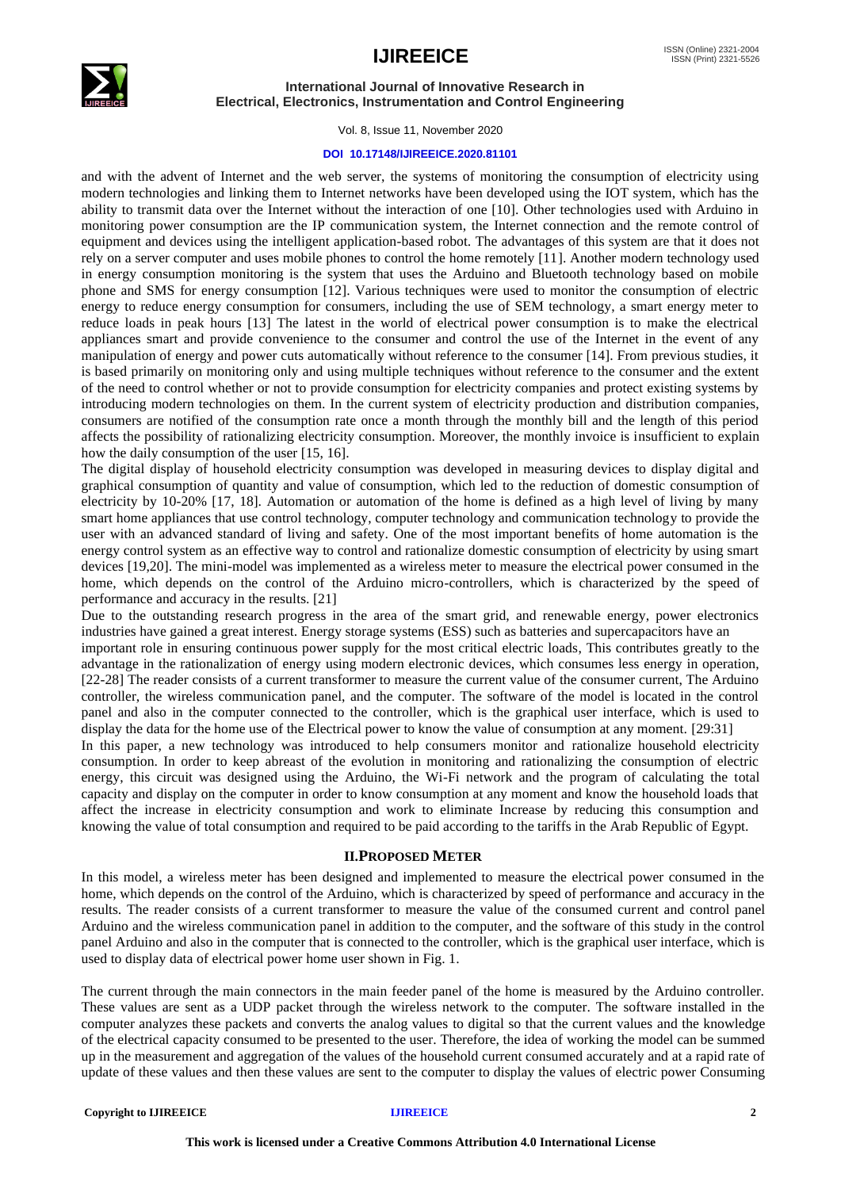and with the advent of Internet and the web server, the systems of monitoring the consumption of electricity using modern technologies and linking them to Internet networks have been developed using the IOT system, which has the ability to transmit data over the Internet without the interaction of one [10]. Other technologies used with Arduino in monitoring power consumption are the IP communication system, the Internet connection and the remote control of equipment and devices using the intelligent application-based robot. The advantages of this system are that it does not rely on a server computer and uses mobile phones to control the home remotely [11]. Another modern technology used in energy consumption monitoring is the system that uses the Arduino and Bluetooth technology based on mobile phone and SMS for energy consumption [12]. Various techniques were used to monitor the consumption of electric energy to reduce energy consumption for consumers, including the use of SEM technology, a smart energy meter to reduce loads in peak hours [13] The latest in the world of electrical power consumption is to make the electrical appliances smart and provide convenience to the consumer and control the use of the Internet in the event of any manipulation of energy and power cuts automatically without reference to the consumer [14]. From previous studies, it is based primarily on monitoring only and using multiple techniques without reference to the consumer and the extent of the need to control whether or not to provide consumption for electricity companies and protect existing systems by introducing modern technologies on them. In the current system of electricity production and distribution companies, consumers are notified of the consumption rate once a month through the monthly bill and the length of this period affects the possibility of rationalizing electricity consumption. Moreover, the monthly invoice is insufficient to explain how the daily consumption of the user [15, 16].

The digital display of household electricity consumption was developed in measuring devices to display digital and graphical consumption of quantity and value of consumption, which led to the reduction of domestic consumption of electricity by 10-20% [17, 18]. Automation or automation of the home is defined as a high level of living by many smart home appliances that use control technology, computer technology and communication technology to provide the user with an advanced standard of living and safety. One of the most important benefits of home automation is the energy control system as an effective way to control and rationalize domestic consumption of electricity by using smart devices [19,20]. The mini-model was implemented as a wireless meter to measure the electrical power consumed in the home, which depends on the control of the Arduino micro-controllers, which is characterized by the speed of performance and accuracy in the results. [21]

Due to the outstanding research progress in the area of the smart grid, and renewable energy, power electronics industries have gained a great interest. Energy storage systems (ESS) such as batteries and supercapacitors have an important role in ensuring continuous power supply for the most critical electric loads, This contributes greatly to the advantage in the rationalization of energy using modern electronic devices, which consumes less energy in operation, [22-28] The reader consists of a current transformer to measure the current value of the consumer current, The Arduino controller, the wireless communication panel, and the computer. The software of the model is located in the control panel and also in the computer connected to the controller, which is the graphical user interface, which is used to display the data for the home use of the Electrical power to know the value of consumption at any moment. [29:31]

In this paper, a new technology was introduced to help consumers monitor and rationalize household electricity consumption. In order to keep abreast of the evolution in monitoring and rationalizing the consumption of electric energy, this circuit was designed using the Arduino, the Wi-Fi network and the program of calculating the total capacity and display on the computer in order to know consumption at any moment and know the household loads that affect the increase in electricity consumption and work to eliminate Increase by reducing this consumption and knowing the value of total consumption and required to be paid according to the tariffs in the Arab Republic of Egypt.

## II.PROPOSED METER

In this model, a wireless meter has been designed and implemented to measure the electrical power consumed in the home, which depends on the control of the Arduino, which is characterized by speed of performance and accuracy in the results. The reader consists of a current transformer to measure the value of the consumed current and control panel Arduino and the wireless communication panel in addition to the computer, and the software of this study in the control panel Arduino and also in the computer that is connected to the controller, which is the graphical user interface, which is used to display data of electrical power home user shown in Fig. 1.

The current through the main connectors in the main feeder panel of the home is measured by the Arduino controller. These values are sent as a UDP packet through the wireless network to the computer. The software installed in the computer analyzes these packets and converts the analog values to digital so that the current values and the knowledge of the electrical capacity consumed to be presented to the user. Therefore, the idea of working the model can be summed up in the measurement and aggregation of the values of the household current consumed accurately and at a rapid rate of update of these values and then these values are sent to the computer to display the values of electric power Consuming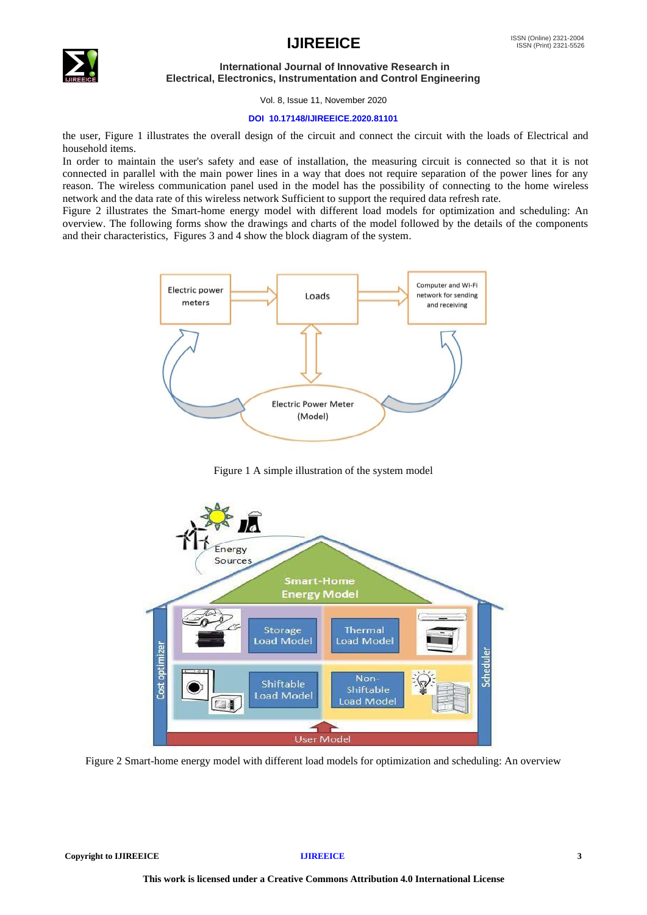the user, Figure 1 illustrates the overall design of the circuit and connect the circuit with the loads of Electrical and household items.

In order to maintain the user's safety and ease of installation, the measuring circuit is connected so that it is not connected in parallel with the main power lines in a way that does not require separation of the power lines for any reason. The wireless communication panel used in the model has the possibility of connecting to the home wireless network and the data rate of this wireless network Sufficient to support the required data refresh rate.

Figure 2 illustrates the Smart-home energy model with different load models for optimization and scheduling: An overview. The following forms show the drawings and charts of the model followed by the details of the components and their characteristics, Figures 3 and 4 show the block diagram of the system.

Figure 1 A simple illustration of the system model

Figure 2 Smart-home energy model with different load models for optimization and scheduling: An overview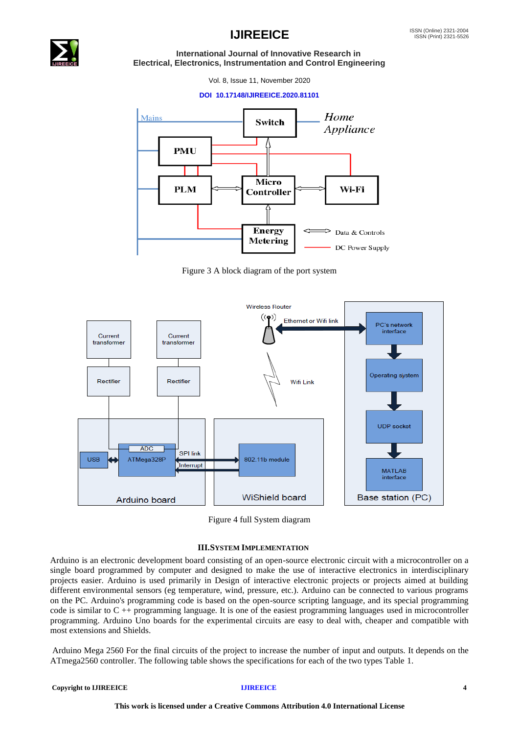Figure 3 A block diagram of the port system

Figure 4 full System diagram

### III. SYSTEM IMPLEMENTATION

Arduino is an electronic development board consisting of an open-source electronic circuit with a microcontroller on a single board programmed by computer and designed to make the use of interactive electronics in interdisciplinary projects easier. Arduino is used primarily in Design of interactive electronic projects or projects aimed at building different environmental sensors (eg temperature, wind, pressure, etc.). Arduino can be connected to various programs on the PC. Arduino's programming code is based on the open-source scripting language, and its special programming code is similar to C ++ programming language. It is one of the easiest programming languages used in microcontroller programming. Arduino Uno boards for the experimental circuits are easy to deal with, cheaper and compatible with most extensions and Shields.

Arduino Mega 2560 For the final circuits of the project to increase the number of input and outputs. It depends on the ATmega2560 controller. The following table shows the specifications for each of the two types Table 1.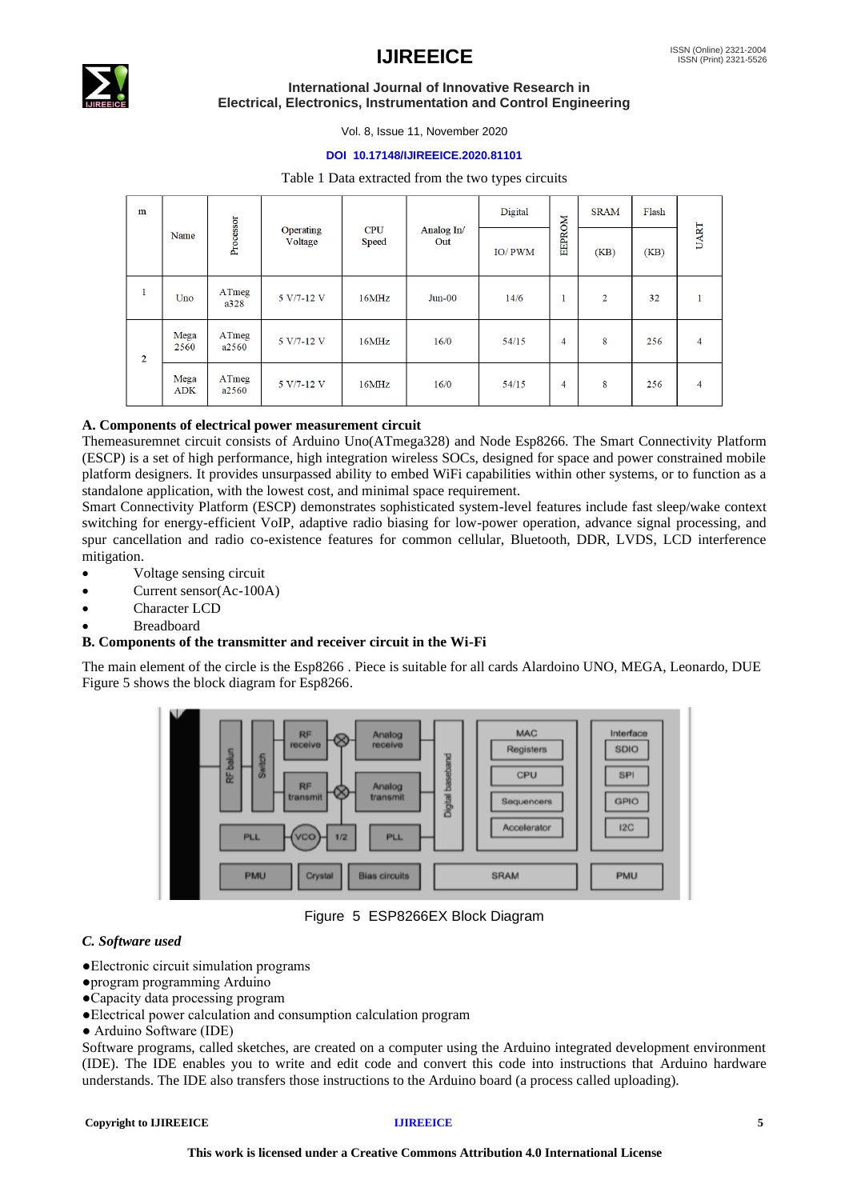Table 1 Data extracted from the two types circuits

| m | Name | Processor | Operating Voltage | CPU Speed | Analog In/ Out | Digital IO/ PWM | EEPROM | SRAM (KB) | Flash (KB) | UART |
|---|---|---|---|---|---|---|---|---|---|---|
| 1 | Uno | ATmega328 | 5 V/7-12 V | 16MHz | Jun-00 | 14/6 | 1 | 2 | 32 | 1 |
| 2 | Mega 2560 | ATmega2560 | 5 V/7-12 V | 16MHz | 16/0 | 54/15 | 4 | 8 | 256 | 4 |
| | Mega ADK | ATmega2560 | 5 V/7-12 V | 16MHz | 16/0 | 54/15 | 4 | 8 | 256 | 4 |

### A. Components of electrical power measurement circuit

Themeasuremnet circuit consists of Arduino Uno(ATmega328) and Node Esp8266. The Smart Connectivity Platform (ESCP) is a set of high performance, high integration wireless SOCs, designed for space and power constrained mobile platform designers. It provides unsurpassed ability to embed WiFi capabilities within other systems, or to function as a standalone application, with the lowest cost, and minimal space requirement.

Smart Connectivity Platform (ESCP) demonstrates sophisticated system-level features include fast sleep/wake context switching for energy-efficient VoIP, adaptive radio biasing for low-power operation, advance signal processing, and spur cancellation and radio co-existence features for common cellular, Bluetooth, DDR, LVDS, LCD interference mitigation.

- Voltage sensing circuit
- Current sensor(Ac-100A)
- Character LCD
- Breadboard

### B. Components of the transmitter and receiver circuit in the Wi-Fi

The main element of the circle is the Esp8266 . Piece is suitable for all cards Alardoino UNO, MEGA, Leonardo, DUE Figure 5 shows the block diagram for Esp8266.

Figure 5 ESP8266EX Block Diagram

### *C. Software used*

- Electronic circuit simulation programs
- program programming Arduino
- Capacity data processing program
- Electrical power calculation and consumption calculation program
- Arduino Software (IDE)

Software programs, called sketches, are created on a computer using the Arduino integrated development environment (IDE). The IDE enables you to write and edit code and convert this code into instructions that Arduino hardware understands. The IDE also transfers those instructions to the Arduino board (a process called uploading).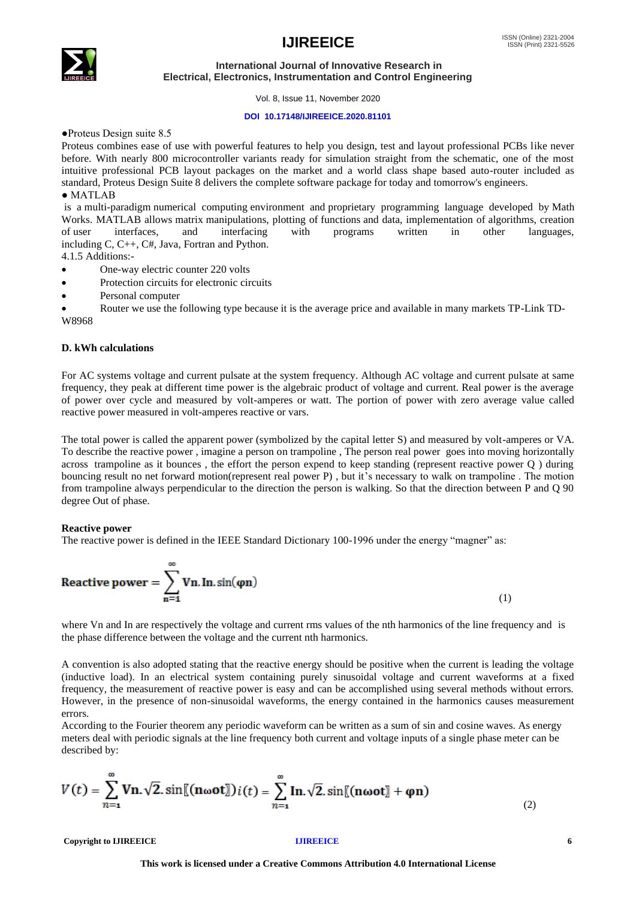●Proteus Design suite 8.5

Proteus combines ease of use with powerful features to help you design, test and layout professional PCBs like never before. With nearly 800 microcontroller variants ready for simulation straight from the schematic, one of the most intuitive professional PCB layout packages on the market and a world class shape based auto-router included as standard, Proteus Design Suite 8 delivers the complete software package for today and tomorrow's engineers.

● MATLAB

is a multi-paradigm numerical computing environment and proprietary programming language developed by Math Works. MATLAB allows matrix manipulations, plotting of functions and data, implementation of algorithms, creation of user interfaces, and interfacing with programs written in other languages, including C, C++, C#, Java, Fortran and Python.

4.1.5 Additions:-

- One-way electric counter 220 volts
- Protection circuits for electronic circuits
- Personal computer
- Router we use the following type because it is the average price and available in many markets TP-Link TD-W8968

**D. kWh calculations**

For AC systems voltage and current pulsate at the system frequency. Although AC voltage and current pulsate at same frequency, they peak at different time power is the algebraic product of voltage and current. Real power is the average of power over cycle and measured by volt-amperes or watt. The portion of power with zero average value called reactive power measured in volt-amperes reactive or vars.

The total power is called the apparent power (symbolized by the capital letter S) and measured by volt-amperes or VA. To describe the reactive power , imagine a person on trampoline , The person real power goes into moving horizontally across trampoline as it bounces , the effort the person expend to keep standing (represent reactive power Q ) during bouncing result no net forward motion(represent real power P) , but it's necessary to walk on trampoline . The motion from trampoline always perpendicular to the direction the person is walking. So that the direction between P and Q 90 degree Out of phase.

**Reactive power**

The reactive power is defined in the IEEE Standard Dictionary 100-1996 under the energy "magner" as:

$$\textbf{Reactive power} = \sum_{n=1}^{\infty} \mathbf{Vn.In}.\sin(\boldsymbol{\varphi}\mathbf{n}) \tag{1}$$

where Vn and In are respectively the voltage and current rms values of the nth harmonics of the line frequency and is the phase difference between the voltage and the current nth harmonics.

A convention is also adopted stating that the reactive energy should be positive when the current is leading the voltage (inductive load). In an electrical system containing purely sinusoidal voltage and current waveforms at a fixed frequency, the measurement of reactive power is easy and can be accomplished using several methods without errors. However, in the presence of non-sinusoidal waveforms, the energy contained in the harmonics causes measurement errors.

According to the Fourier theorem any periodic waveform can be written as a sum of sin and cosine waves. As energy meters deal with periodic signals at the line frequency both current and voltage inputs of a single phase meter can be described by:

$$V(t) = \sum_{n=1}^{\infty} \mathbf{Vn}.\sqrt{2}.\sin[\![(\mathbf{n\omega ot}]\!])\, i(t) = \sum_{n=1}^{\infty} \mathbf{In}.\sqrt{2}.\sin[\![(\mathbf{n\omega ot}]\!] + \boldsymbol{\varphi}\mathbf{n}) \tag{2}$$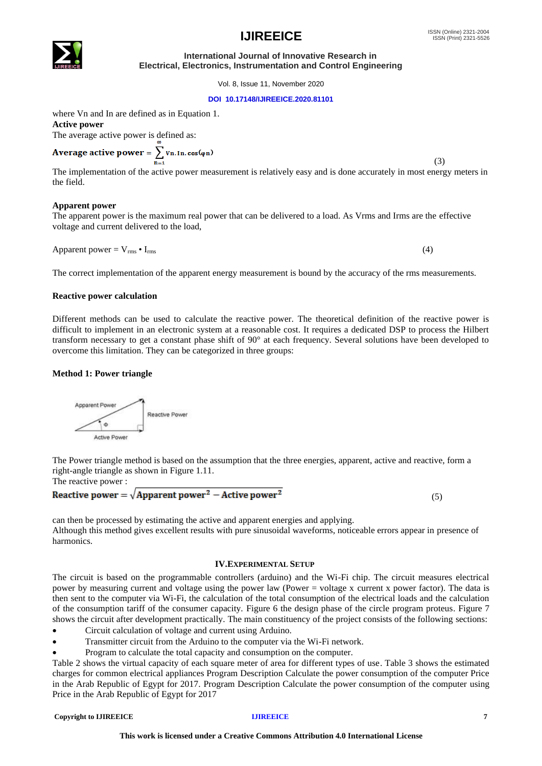where Vn and In are defined as in Equation 1.

**Active power**

The average active power is defined as:

$$\text{Average active power} = \sum_{n=1}^{\infty} Vn.In.\cos(\varphi n) \tag{3}$$

The implementation of the active power measurement is relatively easy and is done accurately in most energy meters in the field.

**Apparent power**

The apparent power is the maximum real power that can be delivered to a load. As Vrms and Irms are the effective voltage and current delivered to the load,

$$\text{Apparent power} = V_{rms} \bullet I_{rms} \tag{4}$$

The correct implementation of the apparent energy measurement is bound by the accuracy of the rms measurements.

**Reactive power calculation**

Different methods can be used to calculate the reactive power. The theoretical definition of the reactive power is difficult to implement in an electronic system at a reasonable cost. It requires a dedicated DSP to process the Hilbert transform necessary to get a constant phase shift of 90° at each frequency. Several solutions have been developed to overcome this limitation. They can be categorized in three groups:

**Method 1: Power triangle**

Apparent Power

Reactive Power

Φ

Active Power

The Power triangle method is based on the assumption that the three energies, apparent, active and reactive, form a right-angle triangle as shown in Figure 1.11.

The reactive power :

$$\text{Reactive power} = \sqrt{\text{Apparent power}^2 - \text{Active power}^2} \tag{5}$$

can then be processed by estimating the active and apparent energies and applying.

Although this method gives excellent results with pure sinusoidal waveforms, noticeable errors appear in presence of harmonics.

## IV.EXPERIMENTAL SETUP

The circuit is based on the programmable controllers (arduino) and the Wi-Fi chip. The circuit measures electrical power by measuring current and voltage using the power law (Power = voltage x current x power factor). The data is then sent to the computer via Wi-Fi, the calculation of the total consumption of the electrical loads and the calculation of the consumption tariff of the consumer capacity. Figure 6 the design phase of the circle program proteus. Figure 7 shows the circuit after development practically. The main constituency of the project consists of the following sections:

- Circuit calculation of voltage and current using Arduino.
- Transmitter circuit from the Arduino to the computer via the Wi-Fi network.
- Program to calculate the total capacity and consumption on the computer.

Table 2 shows the virtual capacity of each square meter of area for different types of use. Table 3 shows the estimated charges for common electrical appliances Program Description Calculate the power consumption of the computer Price in the Arab Republic of Egypt for 2017. Program Description Calculate the power consumption of the computer using Price in the Arab Republic of Egypt for 2017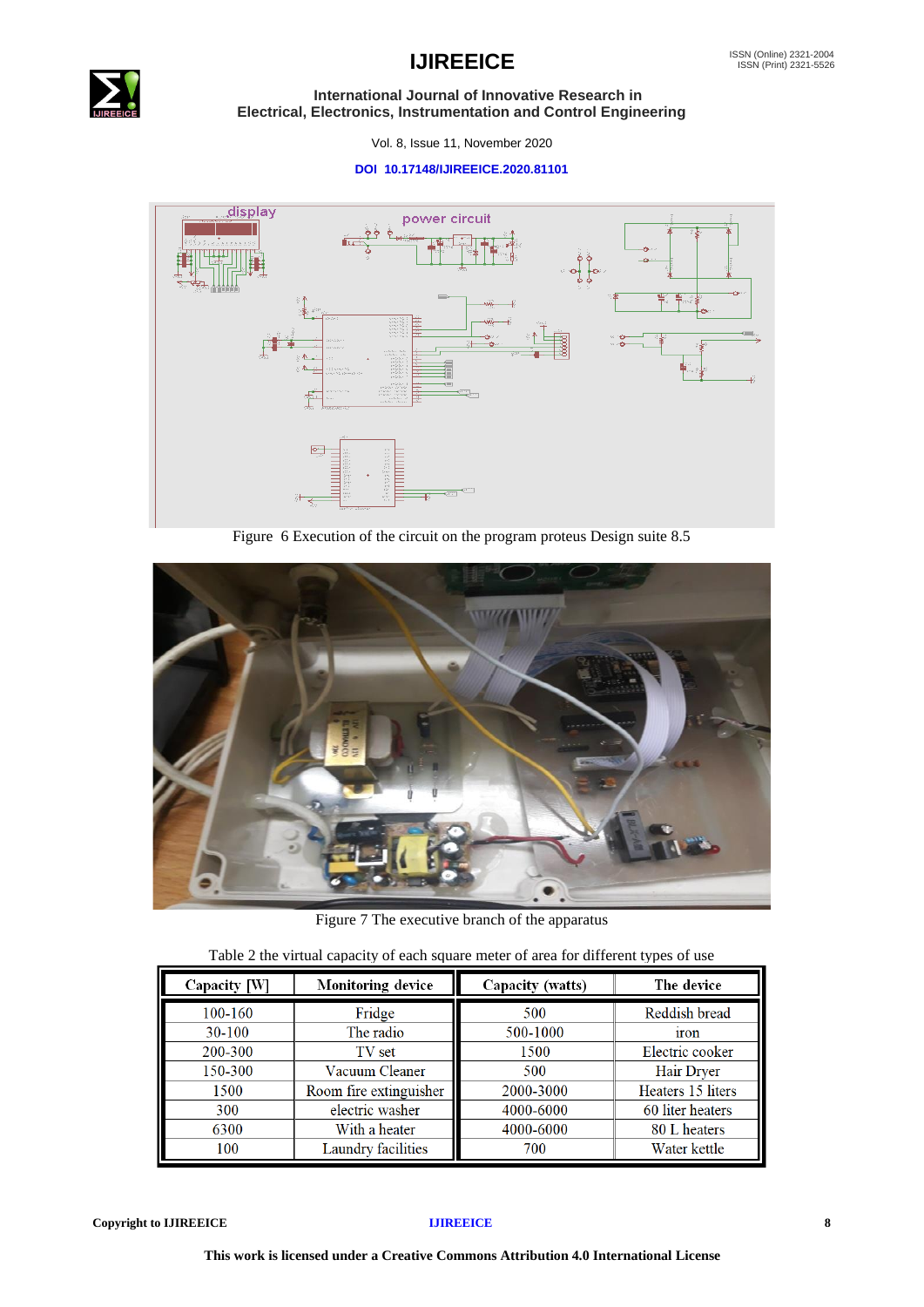Figure 6 Execution of the circuit on the program proteus Design suite 8.5

Figure 7 The executive branch of the apparatus

Table 2 the virtual capacity of each square meter of area for different types of use

| Capacity [W] | Monitoring device | Capacity (watts) | The device |
|---|---|---|---|
| 100-160 | Fridge | 500 | Reddish bread |
| 30-100 | The radio | 500-1000 | iron |
| 200-300 | TV set | 1500 | Electric cooker |
| 150-300 | Vacuum Cleaner | 500 | Hair Dryer |
| 1500 | Room fire extinguisher | 2000-3000 | Heaters 15 liters |
| 300 | electric washer | 4000-6000 | 60 liter heaters |
| 6300 | With a heater | 4000-6000 | 80 L heaters |
| 100 | Laundry facilities | 700 | Water kettle |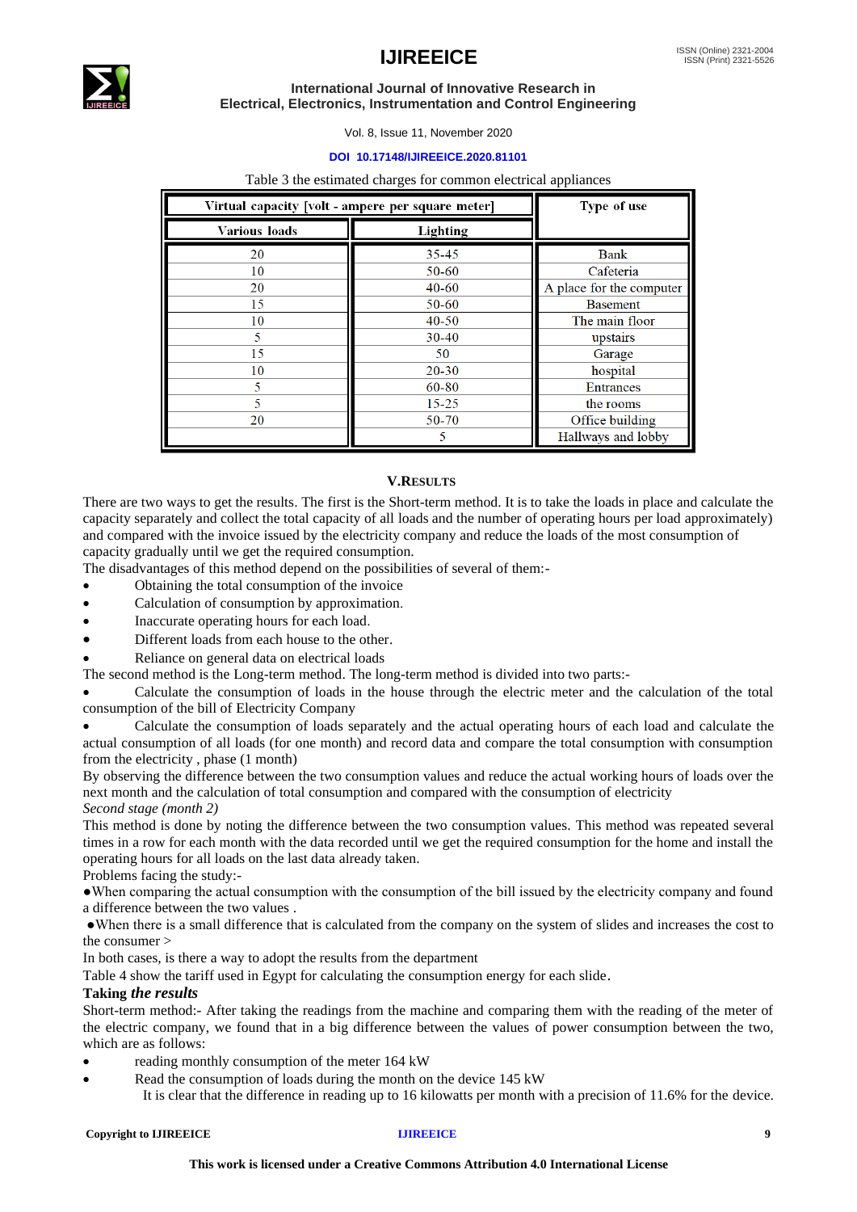Table 3 the estimated charges for common electrical appliances

| Virtual capacity [volt - ampere per square meter] | | Type of use |
|---|---|---|
| Various loads | Lighting | |
| 20 | 35-45 | Bank |
| 10 | 50-60 | Cafeteria |
| 20 | 40-60 | A place for the computer |
| 15 | 50-60 | Basement |
| 10 | 40-50 | The main floor |
| 5 | 30-40 | upstairs |
| 15 | 50 | Garage |
| 10 | 20-30 | hospital |
| 5 | 60-80 | Entrances |
| 5 | 15-25 | the rooms |
| 20 | 50-70 | Office building |
| | 5 | Hallways and lobby |

## V.RESULTS

There are two ways to get the results. The first is the Short-term method. It is to take the loads in place and calculate the capacity separately and collect the total capacity of all loads and the number of operating hours per load approximately) and compared with the invoice issued by the electricity company and reduce the loads of the most consumption of capacity gradually until we get the required consumption.

The disadvantages of this method depend on the possibilities of several of them:-

- Obtaining the total consumption of the invoice
- Calculation of consumption by approximation.
- Inaccurate operating hours for each load.
- Different loads from each house to the other.
- Reliance on general data on electrical loads

The second method is the Long-term method. The long-term method is divided into two parts:-

- Calculate the consumption of loads in the house through the electric meter and the calculation of the total consumption of the bill of Electricity Company
- Calculate the consumption of loads separately and the actual operating hours of each load and calculate the actual consumption of all loads (for one month) and record data and compare the total consumption with consumption from the electricity , phase (1 month)

By observing the difference between the two consumption values and reduce the actual working hours of loads over the next month and the calculation of total consumption and compared with the consumption of electricity

*Second stage (month 2)*

This method is done by noting the difference between the two consumption values. This method was repeated several times in a row for each month with the data recorded until we get the required consumption for the home and install the operating hours for all loads on the last data already taken.

Problems facing the study:-

●When comparing the actual consumption with the consumption of the bill issued by the electricity company and found a difference between the two values .

●When there is a small difference that is calculated from the company on the system of slides and increases the cost to the consumer >

In both cases, is there a way to adopt the results from the department

Table 4 show the tariff used in Egypt for calculating the consumption energy for each slide.

**Taking *the results***

Short-term method:- After taking the readings from the machine and comparing them with the reading of the meter of the electric company, we found that in a big difference between the values of power consumption between the two, which are as follows:

- reading monthly consumption of the meter 164 kW
- Read the consumption of loads during the month on the device 145 kW

It is clear that the difference in reading up to 16 kilowatts per month with a precision of 11.6% for the device.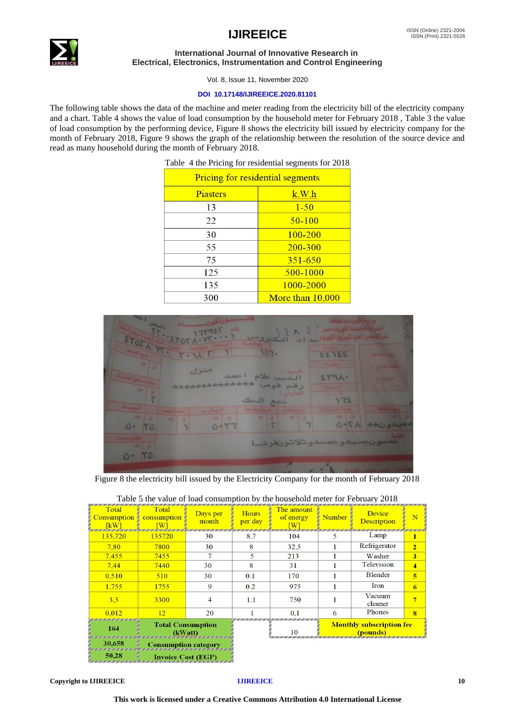The following table shows the data of the machine and meter reading from the electricity bill of the electricity company and a chart. Table 4 shows the value of load consumption by the household meter for February 2018 , Table 3 the value of load consumption by the performing device, Figure 8 shows the electricity bill issued by electricity company for the month of February 2018, Figure 9 shows the graph of the relationship between the resolution of the source device and read as many household during the month of February 2018.

Table 4 the Pricing for residential segments for 2018

| Pricing for residential segments | |
|---|---|
| Piasters | k.W.h |
| 13 | 1-50 |
| 22 | 50-100 |
| 30 | 100-200 |
| 55 | 200-300 |
| 75 | 351-650 |
| 125 | 500-1000 |
| 135 | 1000-2000 |
| 300 | More than 10,000 |

Figure 8 the electricity bill issued by the Electricity Company for the month of February 2018

Table 5 the value of load consumption by the household meter for February 2018

| Total Consumption [kW] | Total consumption [W] | Days per month | Hours per day | The amount of energy [W] | Number | Device Description | N |
|---|---|---|---|---|---|---|---|
| 135,720 | 135720 | 30 | 8.7 | 104 | 5 | Lamp | 1 |
| 7,80 | 7800 | 30 | 8 | 32,5 | 1 | Refrigerator | 2 |
| 7,455 | 7455 | 7 | 5 | 213 | 1 | Washer | 3 |
| 7,44 | 7440 | 30 | 8 | 31 | 1 | Television | 4 |
| 0,510 | 510 | 30 | 0.1 | 170 | 1 | Blender | 5 |
| 1,755 | 1755 | 9 | 0.2 | 975 | 1 | Iron | 6 |
| 3,3 | 3300 | 4 | 1.1 | 750 | 1 | Vacuum cleaner | 7 |
| 0,012 | 12 | 20 | 1 | 0,1 | 6 | Phones | 8 |
| 164 | Total Consumption (kWatt) | | | 10 | Monthly subscription fee (pounds) | | |
| 30,658 | Consumption category | | | | | | |
| 50,28 | Invoice Cost (EGP) | | | | | | |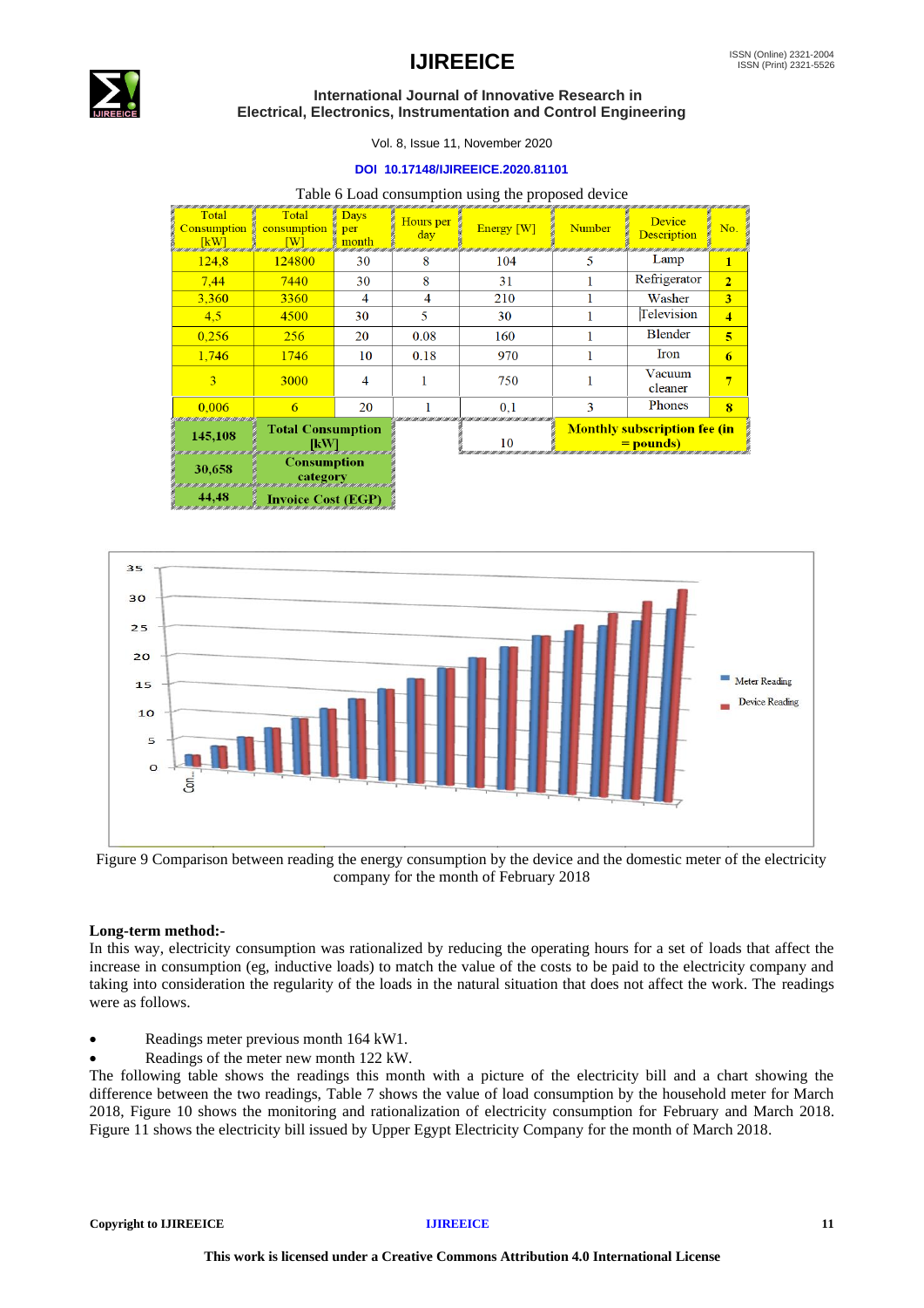Table 6 Load consumption using the proposed device

| Total Consumption [kW] | Total consumption [W] | Days per month | Hours per day | Energy [W] | Number | Device Description | No. |
|---|---|---|---|---|---|---|---|
| 124,8 | 124800 | 30 | 8 | 104 | 5 | Lamp | 1 |
| 7,44 | 7440 | 30 | 8 | 31 | 1 | Refrigerator | 2 |
| 3,360 | 3360 | 4 | 4 | 210 | 1 | Washer | 3 |
| 4,5 | 4500 | 30 | 5 | 30 | 1 | Television | 4 |
| 0,256 | 256 | 20 | 0.08 | 160 | 1 | Blender | 5 |
| 1,746 | 1746 | 10 | 0.18 | 970 | 1 | Iron | 6 |
| 3 | 3000 | 4 | 1 | 750 | 1 | Vacuum cleaner | 7 |
| 0,006 | 6 | 20 | 1 | 0,1 | 3 | Phones | 8 |
| 145,108 | Total Consumption [kW] | | | 10 | Monthly subscription fee (in = pounds) | | |
| 30,658 | Consumption category | | | | | | |
| 44,48 | Invoice Cost (EGP) | | | | | | |

Figure 9 Comparison between reading the energy consumption by the device and the domestic meter of the electricity company for the month of February 2018

**Long-term method:-**

In this way, electricity consumption was rationalized by reducing the operating hours for a set of loads that affect the increase in consumption (eg, inductive loads) to match the value of the costs to be paid to the electricity company and taking into consideration the regularity of the loads in the natural situation that does not affect the work. The readings were as follows.

- Readings meter previous month 164 kW1.
- Readings of the meter new month 122 kW.

The following table shows the readings this month with a picture of the electricity bill and a chart showing the difference between the two readings, Table 7 shows the value of load consumption by the household meter for March 2018, Figure 10 shows the monitoring and rationalization of electricity consumption for February and March 2018. Figure 11 shows the electricity bill issued by Upper Egypt Electricity Company for the month of March 2018.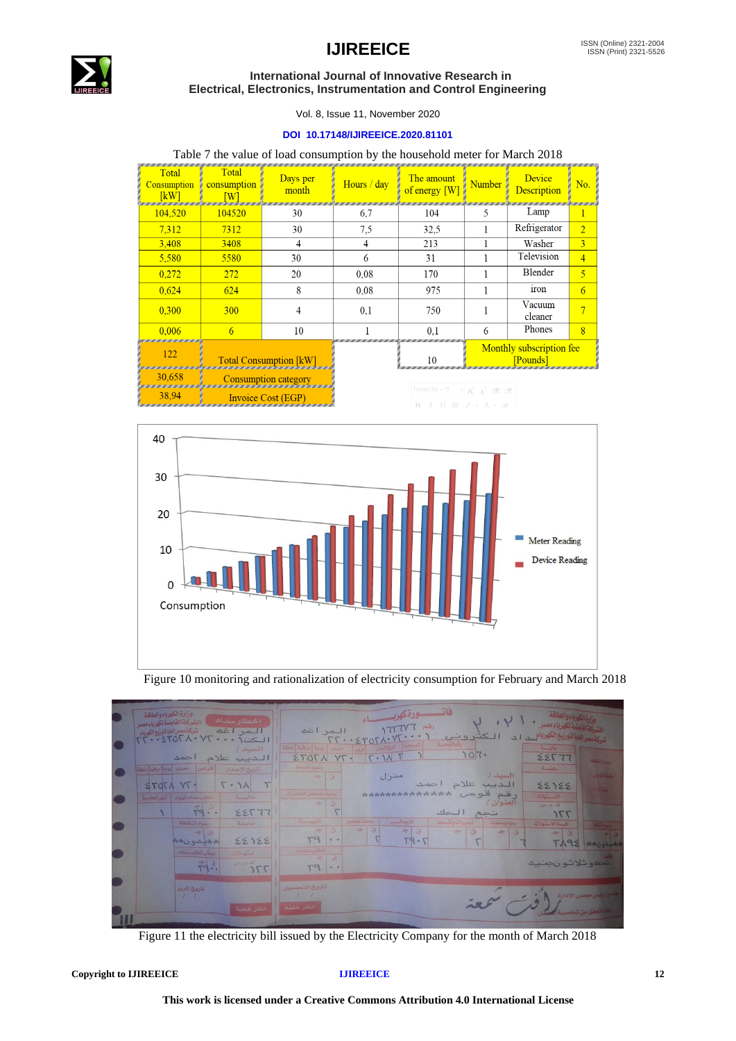Table 7 the value of load consumption by the household meter for March 2018

| Total Consumption [kW] | Total consumption [W] | Days per month | Hours / day | The amount of energy [W] | Number | Device Description | No. |
|---|---|---|---|---|---|---|---|
| 104,520 | 104520 | 30 | 6,7 | 104 | 5 | Lamp | 1 |
| 7,312 | 7312 | 30 | 7,5 | 32,5 | 1 | Refrigerator | 2 |
| 3,408 | 3408 | 4 | 4 | 213 | 1 | Washer | 3 |
| 5,580 | 5580 | 30 | 6 | 31 | 1 | Television | 4 |
| 0,272 | 272 | 20 | 0,08 | 170 | 1 | Blender | 5 |
| 0,624 | 624 | 8 | 0,08 | 975 | 1 | iron | 6 |
| 0,300 | 300 | 4 | 0,1 | 750 | 1 | Vacuum cleaner | 7 |
| 0,006 | 6 | 10 | 1 | 0,1 | 6 | Phones | 8 |
| 122 | Total Consumption [kW] | | | 10 | Monthly subscription fee [Pounds] | | |
| 30,658 | Consumption category | | | | | | |
| 38,94 | Invoice Cost (EGP) | | | | | | |

Figure 10 monitoring and rationalization of electricity consumption for February and March 2018

Figure 11 the electricity bill issued by the Electricity Company for the month of March 2018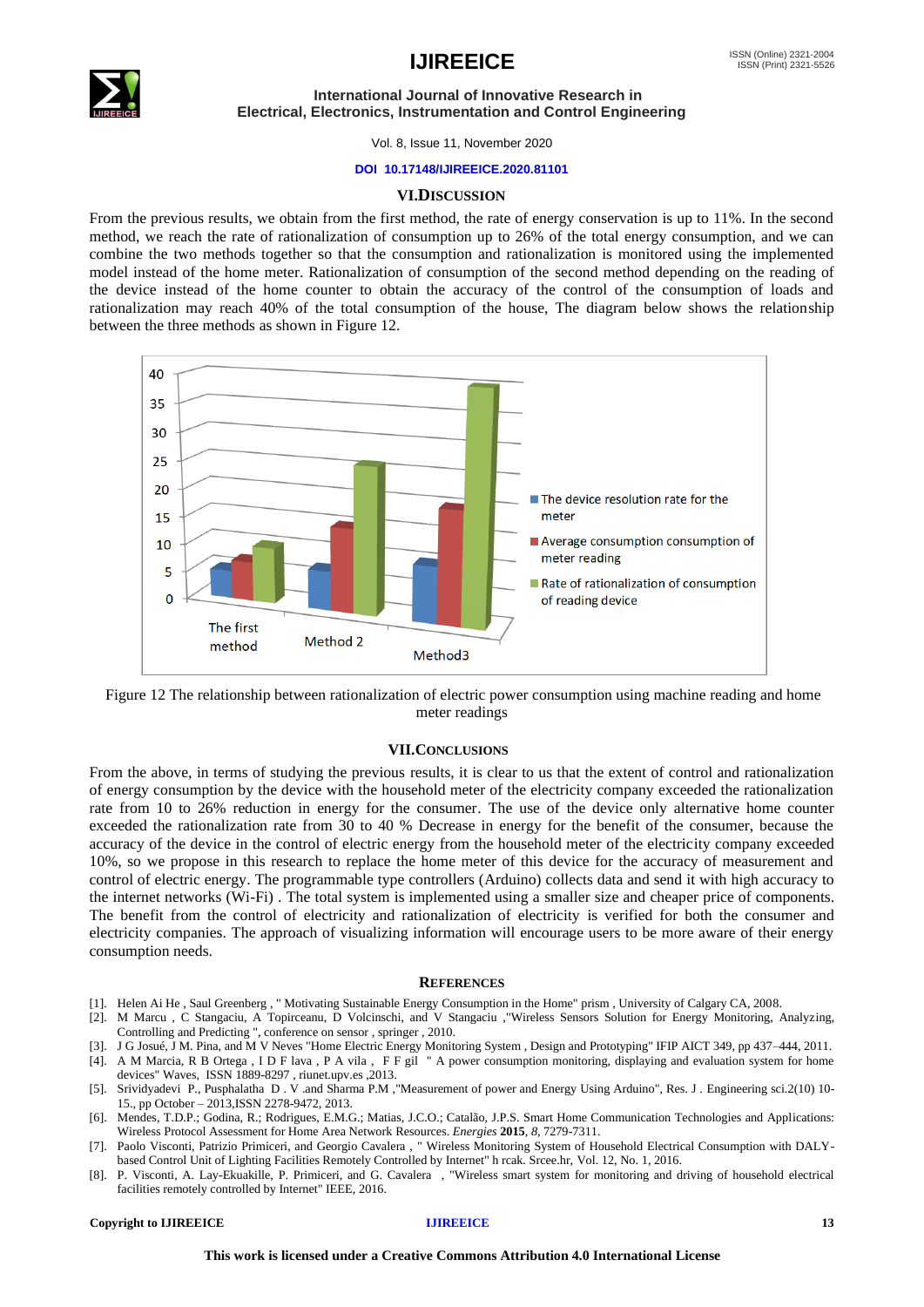## VI. DISCUSSION

From the previous results, we obtain from the first method, the rate of energy conservation is up to 11%. In the second method, we reach the rate of rationalization of consumption up to 26% of the total energy consumption, and we can combine the two methods together so that the consumption and rationalization is monitored using the implemented model instead of the home meter. Rationalization of consumption of the second method depending on the reading of the device instead of the home counter to obtain the accuracy of the control of the consumption of loads and rationalization may reach 40% of the total consumption of the house, The diagram below shows the relationship between the three methods as shown in Figure 12.

Figure 12 The relationship between rationalization of electric power consumption using machine reading and home meter readings

## VII. CONCLUSIONS

From the above, in terms of studying the previous results, it is clear to us that the extent of control and rationalization of energy consumption by the device with the household meter of the electricity company exceeded the rationalization rate from 10 to 26% reduction in energy for the consumer. The use of the device only alternative home counter exceeded the rationalization rate from 30 to 40 % Decrease in energy for the benefit of the consumer, because the accuracy of the device in the control of electric energy from the household meter of the electricity company exceeded 10%, so we propose in this research to replace the home meter of this device for the accuracy of measurement and control of electric energy. The programmable type controllers (Arduino) collects data and send it with high accuracy to the internet networks (Wi-Fi) . The total system is implemented using a smaller size and cheaper price of components. The benefit from the control of electricity and rationalization of electricity is verified for both the consumer and electricity companies. The approach of visualizing information will encourage users to be more aware of their energy consumption needs.

## REFERENCES

[1]. Helen Ai He , Saul Greenberg , " Motivating Sustainable Energy Consumption in the Home" prism , University of Calgary CA, 2008.

[2]. M Marcu , C Stangaciu, A Topirceanu, D Volcinschi, and V Stangaciu ,"Wireless Sensors Solution for Energy Monitoring, Analyzing, Controlling and Predicting ", conference on sensor , springer , 2010.

[3]. J G Josué, J M. Pina, and M V Neves "Home Electric Energy Monitoring System , Design and Prototyping" IFIP AICT 349, pp 437–444, 2011.

[4]. A M Marcia, R B Ortega , I D F lava , P A vila , F F gil " A power consumption monitoring, displaying and evaluation system for home devices" Waves, ISSN 1889-8297 , riunet.upv.es ,2013.

[5]. Srividyadevi P., Pusphalatha D . V .and Sharma P.M ,"Measurement of power and Energy Using Arduino", Res. J . Engineering sci.2(10) 10-15., pp October – 2013,ISSN 2278-9472, 2013.

[6]. Mendes, T.D.P.; Godina, R.; Rodrigues, E.M.G.; Matias, J.C.O.; Catalão, J.P.S. Smart Home Communication Technologies and Applications: Wireless Protocol Assessment for Home Area Network Resources. *Energies* **2015**, *8*, 7279-7311.

[7]. Paolo Visconti, Patrizio Primiceri, and Georgio Cavalera , " Wireless Monitoring System of Household Electrical Consumption with DALY-based Control Unit of Lighting Facilities Remotely Controlled by Internet" h rcak. Srcee.hr, Vol. 12, No. 1, 2016.

[8]. P. Visconti, A. Lay-Ekuakille, P. Primiceri, and G. Cavalera , "Wireless smart system for monitoring and driving of household electrical facilities remotely controlled by Internet" IEEE, 2016.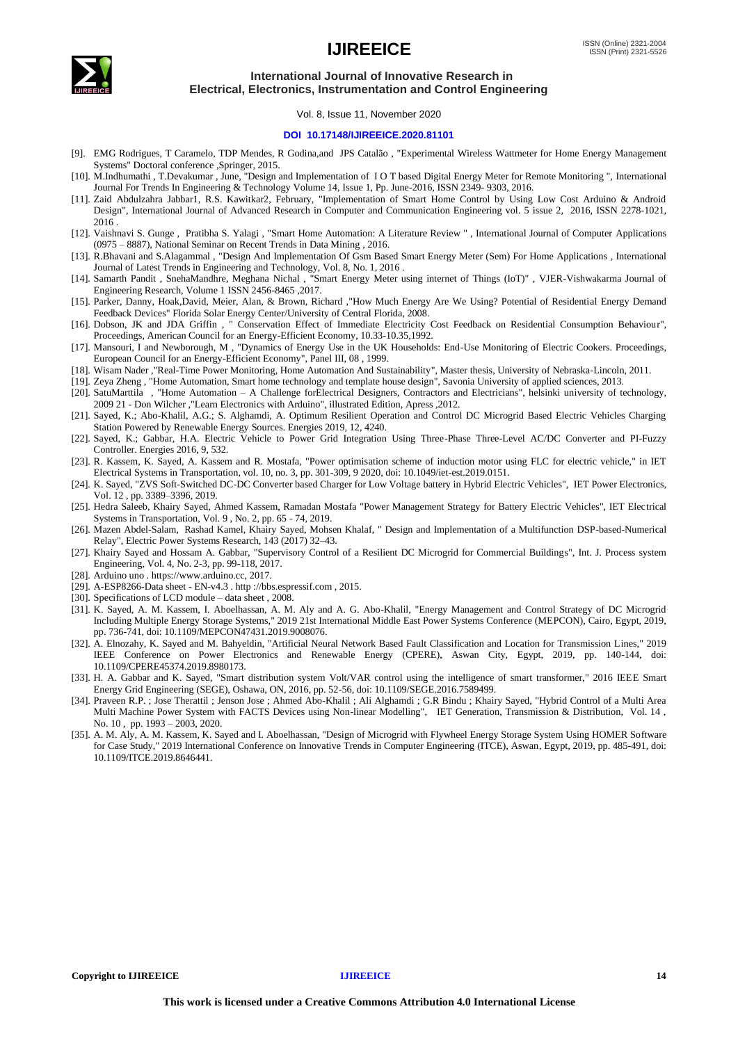[9]. EMG Rodrigues, T Caramelo, TDP Mendes, R Godina,and JPS Catalão , "Experimental Wireless Wattmeter for Home Energy Management Systems" Doctoral conference ,Springer, 2015.

[10]. M.Indhumathi , T.Devakumar , June, "Design and Implementation of I O T based Digital Energy Meter for Remote Monitoring ", International Journal For Trends In Engineering & Technology Volume 14, Issue 1, Pp. June-2016, ISSN 2349- 9303, 2016.

[11]. Zaid Abdulzahra Jabbar1, R.S. Kawitkar2, February, "Implementation of Smart Home Control by Using Low Cost Arduino & Android Design", International Journal of Advanced Research in Computer and Communication Engineering vol. 5 issue 2, 2016, ISSN 2278-1021, 2016 .

[12]. Vaishnavi S. Gunge , Pratibha S. Yalagi , "Smart Home Automation: A Literature Review " , International Journal of Computer Applications (0975 – 8887), National Seminar on Recent Trends in Data Mining , 2016.

[13]. R.Bhavani and S.Alagammal , "Design And Implementation Of Gsm Based Smart Energy Meter (Sem) For Home Applications , International Journal of Latest Trends in Engineering and Technology, Vol. 8, No. 1, 2016 .

[14]. Samarth Pandit , SnehaMandhre, Meghana Nichal , "Smart Energy Meter using internet of Things (IoT)" , VJER-Vishwakarma Journal of Engineering Research, Volume 1 ISSN 2456-8465 ,2017.

[15]. Parker, Danny, Hoak,David, Meier, Alan, & Brown, Richard ,"How Much Energy Are We Using? Potential of Residential Energy Demand Feedback Devices" Florida Solar Energy Center/University of Central Florida, 2008.

[16]. Dobson, JK and JDA Griffin , " Conservation Effect of Immediate Electricity Cost Feedback on Residential Consumption Behaviour", Proceedings, American Council for an Energy-Efficient Economy, 10.33-10.35,1992.

[17]. Mansouri, I and Newborough, M , "Dynamics of Energy Use in the UK Households: End-Use Monitoring of Electric Cookers. Proceedings, European Council for an Energy-Efficient Economy", Panel III, 08 , 1999.

[18]. Wisam Nader ,"Real-Time Power Monitoring, Home Automation And Sustainability", Master thesis, University of Nebraska-Lincoln, 2011.

[19]. Zeya Zheng , "Home Automation, Smart home technology and template house design", Savonia University of applied sciences, 2013.

[20]. SatuMarttila , "Home Automation – A Challenge forElectrical Designers, Contractors and Electricians", helsinki university of technology, 2009 21 - Don Wilcher ,"Learn Electronics with Arduino", illustrated Edition, Apress ,2012.

[21]. Sayed, K.; Abo-Khalil, A.G.; S. Alghamdi, A. Optimum Resilient Operation and Control DC Microgrid Based Electric Vehicles Charging Station Powered by Renewable Energy Sources. Energies 2019, 12, 4240.

[22]. Sayed, K.; Gabbar, H.A. Electric Vehicle to Power Grid Integration Using Three-Phase Three-Level AC/DC Converter and PI-Fuzzy Controller. Energies 2016, 9, 532.

[23]. R. Kassem, K. Sayed, A. Kassem and R. Mostafa, "Power optimisation scheme of induction motor using FLC for electric vehicle," in IET Electrical Systems in Transportation, vol. 10, no. 3, pp. 301-309, 9 2020, doi: 10.1049/iet-est.2019.0151.

[24]. K. Sayed, "ZVS Soft-Switched DC-DC Converter based Charger for Low Voltage battery in Hybrid Electric Vehicles", IET Power Electronics, Vol. 12 , pp. 3389–3396, 2019.

[25]. Hedra Saleeb, Khairy Sayed, Ahmed Kassem, Ramadan Mostafa "Power Management Strategy for Battery Electric Vehicles", IET Electrical Systems in Transportation, Vol. 9 , No. 2, pp. 65 - 74, 2019.

[26]. Mazen Abdel-Salam, Rashad Kamel, Khairy Sayed, Mohsen Khalaf, " Design and Implementation of a Multifunction DSP-based-Numerical Relay", Electric Power Systems Research, 143 (2017) 32–43.

[27]. Khairy Sayed and Hossam A. Gabbar, "Supervisory Control of a Resilient DC Microgrid for Commercial Buildings", Int. J. Process system Engineering, Vol. 4, No. 2-3, pp. 99-118, 2017.

[28]. Arduino uno . https://www.arduino.cc, 2017.

[29]. A-ESP8266-Data sheet - EN-v4.3 . http ://bbs.espressif.com , 2015.

[30]. Specifications of LCD module – data sheet , 2008.

[31]. K. Sayed, A. M. Kassem, I. Aboelhassan, A. M. Aly and A. G. Abo-Khalil, "Energy Management and Control Strategy of DC Microgrid Including Multiple Energy Storage Systems," 2019 21st International Middle East Power Systems Conference (MEPCON), Cairo, Egypt, 2019, pp. 736-741, doi: 10.1109/MEPCON47431.2019.9008076.

[32]. A. Elnozahy, K. Sayed and M. Bahyeldin, "Artificial Neural Network Based Fault Classification and Location for Transmission Lines," 2019 IEEE Conference on Power Electronics and Renewable Energy (CPERE), Aswan City, Egypt, 2019, pp. 140-144, doi: 10.1109/CPERE45374.2019.8980173.

[33]. H. A. Gabbar and K. Sayed, "Smart distribution system Volt/VAR control using the intelligence of smart transformer," 2016 IEEE Smart Energy Grid Engineering (SEGE), Oshawa, ON, 2016, pp. 52-56, doi: 10.1109/SEGE.2016.7589499.

[34]. Praveen R.P. ; Jose Therattil ; Jenson Jose ; Ahmed Abo-Khalil ; Ali Alghamdi ; G.R Bindu ; Khairy Sayed, "Hybrid Control of a Multi Area Multi Machine Power System with FACTS Devices using Non-linear Modelling", IET Generation, Transmission & Distribution, Vol. 14 , No. 10 , pp. 1993 – 2003, 2020.

[35]. A. M. Aly, A. M. Kassem, K. Sayed and I. Aboelhassan, "Design of Microgrid with Flywheel Energy Storage System Using HOMER Software for Case Study," 2019 International Conference on Innovative Trends in Computer Engineering (ITCE), Aswan, Egypt, 2019, pp. 485-491, doi: 10.1109/ITCE.2019.8646441.